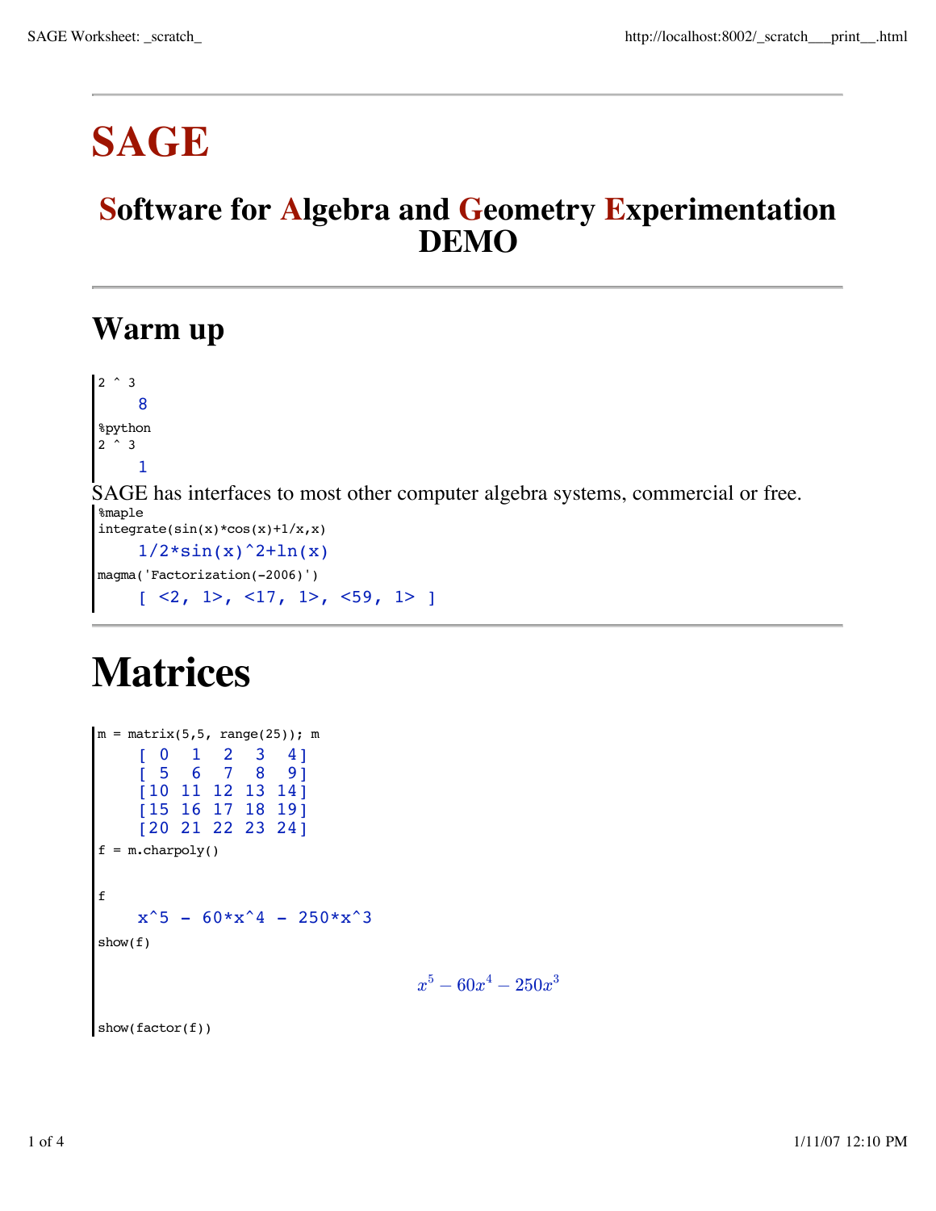# SAGE

## Software for Algebra and Geometry Experimentation DEMO

## Warm up

```
2 ^ 3
```

```
8
```

```
%python
2 ^ 3
```

```
1
```

SAGE has interfaces to most other computer algebra systems, commercial or free.

```
%maple
integrate(sin(x)*cos(x)+1/x,x)
```

```
1/2*sin(x)^2+ln(x)
```

```
magma('Factorization(-2006)')
```

```
[ <2, 1>, <17, 1>, <59, 1> ]
```

# Matrices

```
m = matrix(5,5, range(25)); m
```

```
[ 0  1  2  3  4]
[ 5  6  7  8  9]
[10 11 12 13 14]
[15 16 17 18 19]
[20 21 22 23 24]
```

```
f = m.charpoly()
```

```
f
```

```
x^5 - 60*x^4 - 250*x^3
```

```
show(f)
```

$$x^5 - 60x^4 - 250x^3$$

```
show(factor(f))
```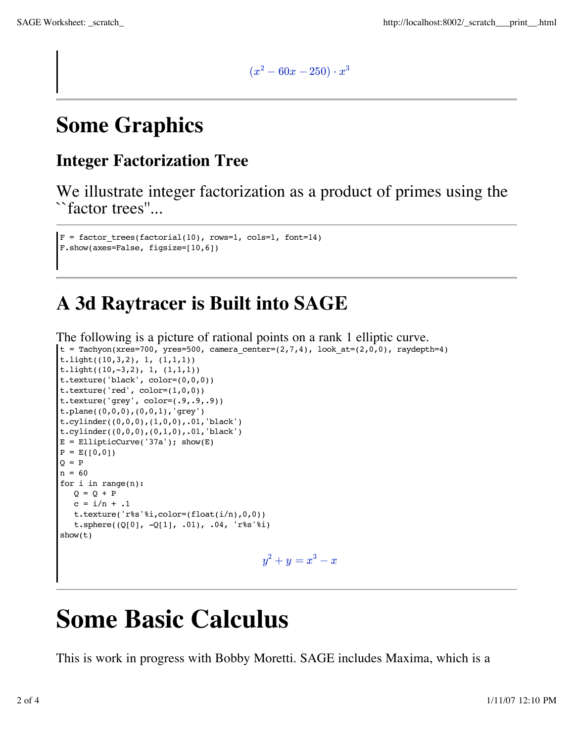$$(x^2 - 60x - 250) \cdot x^3$$

# Some Graphics

## Integer Factorization Tree

We illustrate integer factorization as a product of primes using the ``factor trees"...

```
F = factor_trees(factorial(10), rows=1, cols=1, font=14)
F.show(axes=False, figsize=[10,6])
```

# A 3d Raytracer is Built into SAGE

The following is a picture of rational points on a rank 1 elliptic curve.

```
t = Tachyon(xres=700, yres=500, camera_center=(2,7,4), look_at=(2,0,0), raydepth=4)
t.light((10,3,2), 1, (1,1,1))
t.light((10,-3,2), 1, (1,1,1))
t.texture('black', color=(0,0,0))
t.texture('red', color=(1,0,0))
t.texture('grey', color=(.9,.9,.9))
t.plane((0,0,0),(0,0,1),'grey')
t.cylinder((0,0,0),(1,0,0),.01,'black')
t.cylinder((0,0,0),(0,1,0),.01,'black')
E = EllipticCurve('37a'); show(E)
P = E([0,0])
Q = P
n = 60
for i in range(n):
   Q = Q + P
   c = i/n + .1
   t.texture('r%s'%i,color=(float(i/n),0,0))
   t.sphere((Q[0], -Q[1], .01), .04, 'r%s'%i)
show(t)
```

$$y^2 + y = x^3 - x$$

# Some Basic Calculus

This is work in progress with Bobby Moretti. SAGE includes Maxima, which is a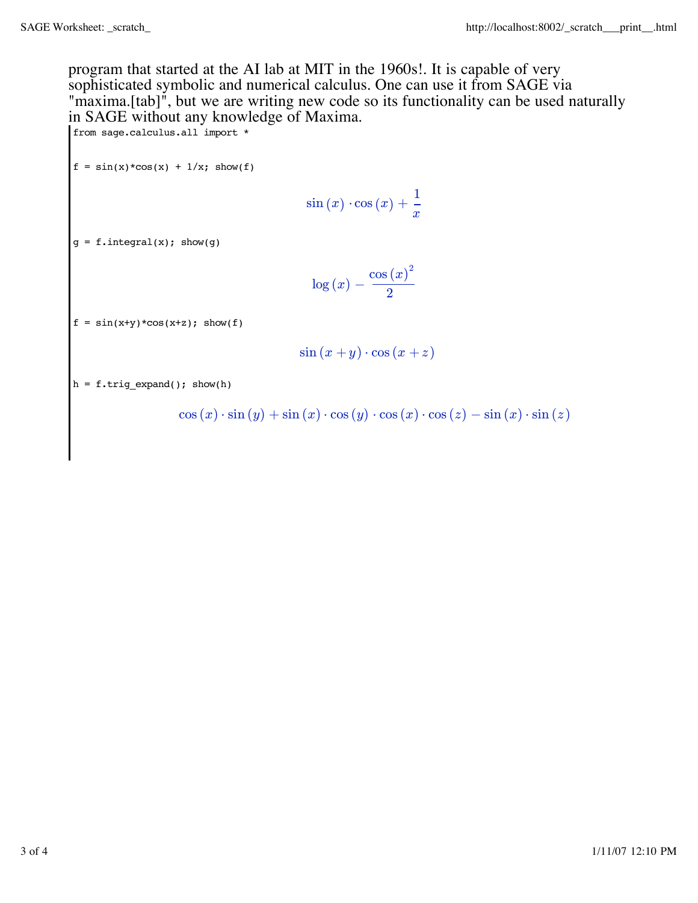program that started at the AI lab at MIT in the 1960s!. It is capable of very sophisticated symbolic and numerical calculus. One can use it from SAGE via "maxima.[tab]", but we are writing new code so its functionality can be used naturally in SAGE without any knowledge of Maxima.

```
from sage.calculus.all import *
```

```
f = sin(x)*cos(x) + 1/x; show(f)
```

$$\sin\left(x\right) \cdot \cos\left(x\right) + \frac{1}{x}$$

```
g = f.integral(x); show(g)
```

$$\log\left(x\right) - \frac{\cos\left(x\right)^{2}}{2}$$

```
f = sin(x+y)*cos(x+z); show(f)
```

$$\sin\left(x + y\right) \cdot \cos\left(x + z\right)$$

```
h = f.trig_expand(); show(h)
```

$$\cos\left(x\right) \cdot \sin\left(y\right) + \sin\left(x\right) \cdot \cos\left(y\right) \cdot \cos\left(x\right) \cdot \cos\left(z\right) - \sin\left(x\right) \cdot \sin\left(z\right)$$